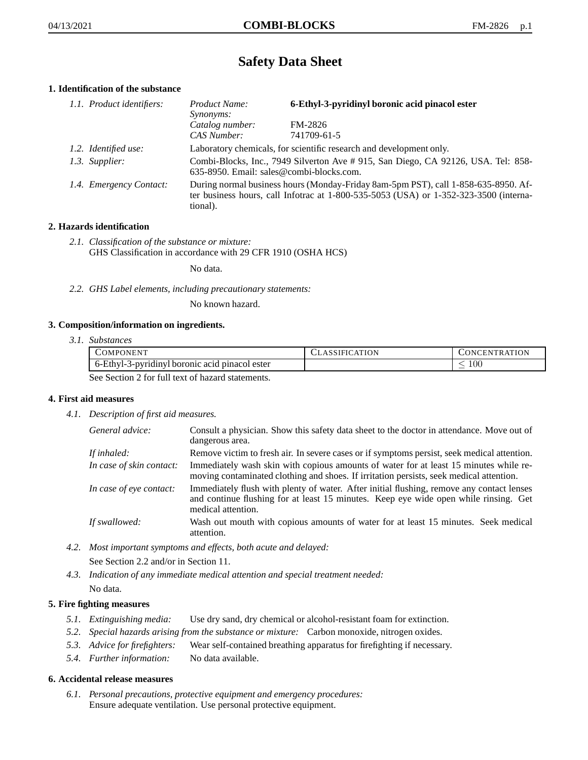# Safety Data Sheet

## 1. Identification of the substance

*1.1. Product identifiers:*

| | |
|---|---|
| *Product Name:* | **6-Ethyl-3-pyridinyl boronic acid pinacol ester** |
| *Synonyms:* | |
| *Catalog number:* | FM-2826 |
| *CAS Number:* | 741709-61-5 |

*1.2. Identified use:* Laboratory chemicals, for scientific research and development only.

*1.3. Supplier:* Combi-Blocks, Inc., 7949 Silverton Ave # 915, San Diego, CA 92126, USA. Tel: 858-635-8950. Email: sales@combi-blocks.com.

*1.4. Emergency Contact:* During normal business hours (Monday-Friday 8am-5pm PST), call 1-858-635-8950. After business hours, call Infotrac at 1-800-535-5053 (USA) or 1-352-323-3500 (international).

## 2. Hazards identification

*2.1. Classification of the substance or mixture:*
GHS Classification in accordance with 29 CFR 1910 (OSHA HCS)

No data.

*2.2. GHS Label elements, including precautionary statements:*

No known hazard.

## 3. Composition/information on ingredients.

*3.1. Substances*

| Component | Classification | Concentration |
|---|---|---|
| 6-Ethyl-3-pyridinyl boronic acid pinacol ester | | $\leq 100$ |

See Section 2 for full text of hazard statements.

## 4. First aid measures

*4.1. Description of first aid measures.*

*General advice:* Consult a physician. Show this safety data sheet to the doctor in attendance. Move out of dangerous area.

*If inhaled:* Remove victim to fresh air. In severe cases or if symptoms persist, seek medical attention.

*In case of skin contact:* Immediately wash skin with copious amounts of water for at least 15 minutes while removing contaminated clothing and shoes. If irritation persists, seek medical attention.

*In case of eye contact:* Immediately flush with plenty of water. After initial flushing, remove any contact lenses and continue flushing for at least 15 minutes. Keep eye wide open while rinsing. Get medical attention.

*If swallowed:* Wash out mouth with copious amounts of water for at least 15 minutes. Seek medical attention.

*4.2. Most important symptoms and effects, both acute and delayed:*

See Section 2.2 and/or in Section 11.

*4.3. Indication of any immediate medical attention and special treatment needed:*

No data.

## 5. Fire fighting measures

*5.1. Extinguishing media:* Use dry sand, dry chemical or alcohol-resistant foam for extinction.

*5.2. Special hazards arising from the substance or mixture:* Carbon monoxide, nitrogen oxides.

*5.3. Advice for firefighters:* Wear self-contained breathing apparatus for firefighting if necessary.

*5.4. Further information:* No data available.

## 6. Accidental release measures

*6.1. Personal precautions, protective equipment and emergency procedures:*
Ensure adequate ventilation. Use personal protective equipment.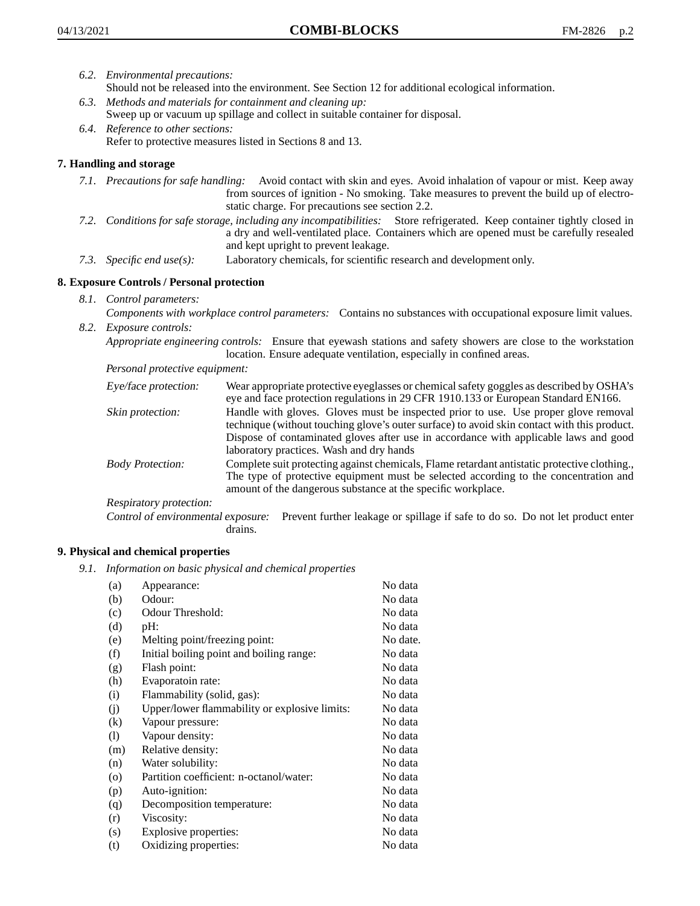6.2. *Environmental precautions:*
Should not be released into the environment. See Section 12 for additional ecological information.

6.3. *Methods and materials for containment and cleaning up:*
Sweep up or vacuum up spillage and collect in suitable container for disposal.

6.4. *Reference to other sections:*
Refer to protective measures listed in Sections 8 and 13.

## 7. Handling and storage

7.1. *Precautions for safe handling:* Avoid contact with skin and eyes. Avoid inhalation of vapour or mist. Keep away from sources of ignition - No smoking. Take measures to prevent the build up of electrostatic charge. For precautions see section 2.2.

7.2. *Conditions for safe storage, including any incompatibilities:* Store refrigerated. Keep container tightly closed in a dry and well-ventilated place. Containers which are opened must be carefully resealed and kept upright to prevent leakage.

7.3. *Specific end use(s):* Laboratory chemicals, for scientific research and development only.

## 8. Exposure Controls / Personal protection

8.1. *Control parameters:*
*Components with workplace control parameters:* Contains no substances with occupational exposure limit values.

8.2. *Exposure controls:*
*Appropriate engineering controls:* Ensure that eyewash stations and safety showers are close to the workstation location. Ensure adequate ventilation, especially in confined areas.

*Personal protective equipment:*

*Eye/face protection:* Wear appropriate protective eyeglasses or chemical safety goggles as described by OSHA's eye and face protection regulations in 29 CFR 1910.133 or European Standard EN166.

*Skin protection:* Handle with gloves. Gloves must be inspected prior to use. Use proper glove removal technique (without touching glove's outer surface) to avoid skin contact with this product. Dispose of contaminated gloves after use in accordance with applicable laws and good laboratory practices. Wash and dry hands

*Body Protection:* Complete suit protecting against chemicals, Flame retardant antistatic protective clothing., The type of protective equipment must be selected according to the concentration and amount of the dangerous substance at the specific workplace.

*Respiratory protection:*

*Control of environmental exposure:* Prevent further leakage or spillage if safe to do so. Do not let product enter drains.

## 9. Physical and chemical properties

9.1. *Information on basic physical and chemical properties*

| | | |
|---|---|---|
| (a) | Appearance: | No data |
| (b) | Odour: | No data |
| (c) | Odour Threshold: | No data |
| (d) | pH: | No data |
| (e) | Melting point/freezing point: | No date. |
| (f) | Initial boiling point and boiling range: | No data |
| (g) | Flash point: | No data |
| (h) | Evaporatoin rate: | No data |
| (i) | Flammability (solid, gas): | No data |
| (j) | Upper/lower flammability or explosive limits: | No data |
| (k) | Vapour pressure: | No data |
| (l) | Vapour density: | No data |
| (m) | Relative density: | No data |
| (n) | Water solubility: | No data |
| (o) | Partition coefficient: n-octanol/water: | No data |
| (p) | Auto-ignition: | No data |
| (q) | Decomposition temperature: | No data |
| (r) | Viscosity: | No data |
| (s) | Explosive properties: | No data |
| (t) | Oxidizing properties: | No data |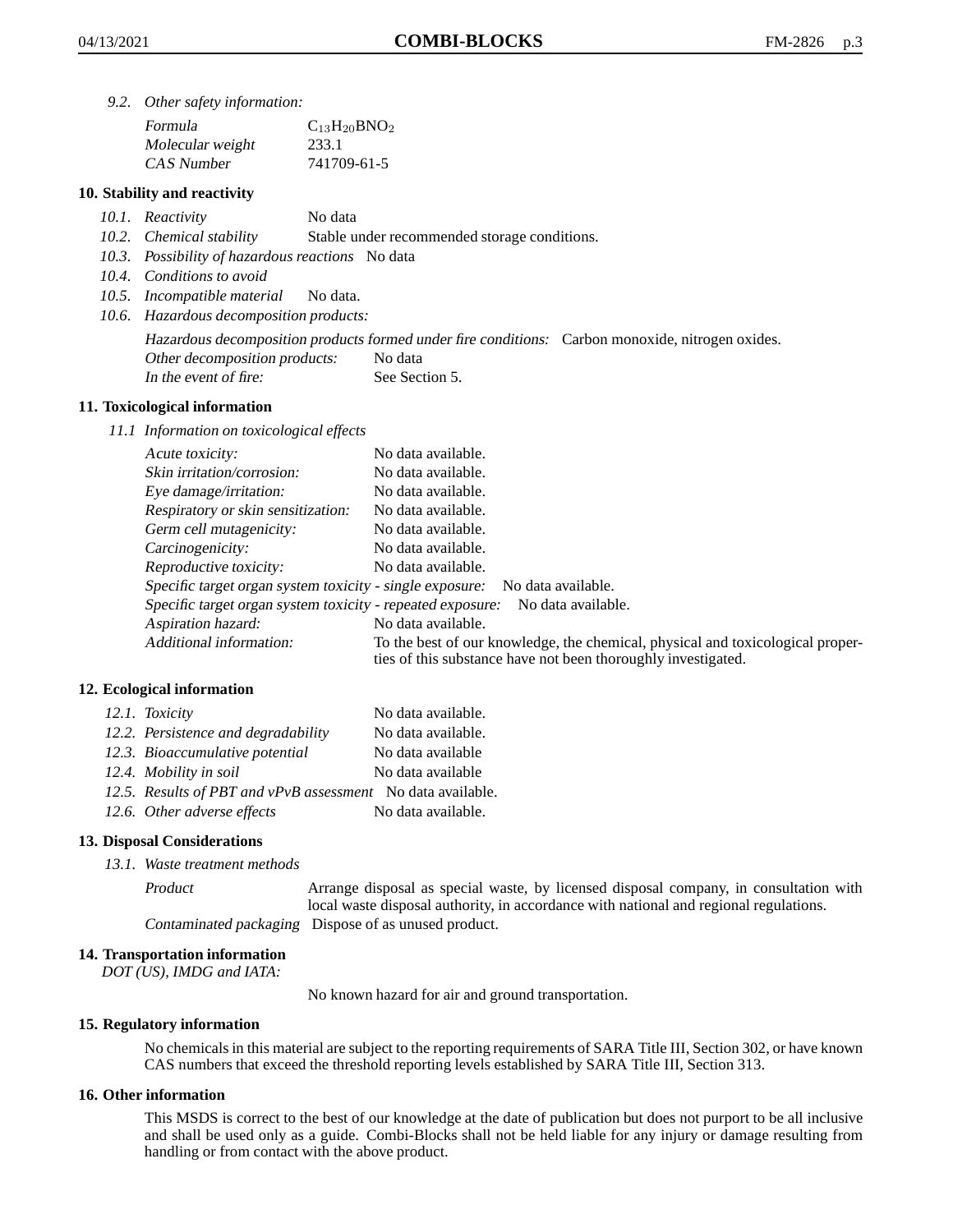*9.2. Other safety information:*

| | |
|---|---|
| *Formula* | $C_{13}H_{20}BNO_2$ |
| *Molecular weight* | 233.1 |
| *CAS Number* | 741709-61-5 |

## 10. Stability and reactivity

*10.1. Reactivity* No data

*10.2. Chemical stability* Stable under recommended storage conditions.

*10.3. Possibility of hazardous reactions* No data

*10.4. Conditions to avoid*

*10.5. Incompatible material* No data.

*10.6. Hazardous decomposition products:*

*Hazardous decomposition products formed under fire conditions:* Carbon monoxide, nitrogen oxides.

*Other decomposition products:* No data

*In the event of fire:* See Section 5.

## 11. Toxicological information

*11.1 Information on toxicological effects*

| | |
|---|---|
| *Acute toxicity:* | No data available. |
| *Skin irritation/corrosion:* | No data available. |
| *Eye damage/irritation:* | No data available. |
| *Respiratory or skin sensitization:* | No data available. |
| *Germ cell mutagenicity:* | No data available. |
| *Carcinogenicity:* | No data available. |
| *Reproductive toxicity:* | No data available. |
| *Specific target organ system toxicity - single exposure:* | No data available. |
| *Specific target organ system toxicity - repeated exposure:* | No data available. |
| *Aspiration hazard:* | No data available. |
| *Additional information:* | To the best of our knowledge, the chemical, physical and toxicological properties of this substance have not been thoroughly investigated. |

## 12. Ecological information

| | |
|---|---|
| *12.1. Toxicity* | No data available. |
| *12.2. Persistence and degradability* | No data available. |
| *12.3. Bioaccumulative potential* | No data available |
| *12.4. Mobility in soil* | No data available |
| *12.5. Results of PBT and vPvB assessment* | No data available. |
| *12.6. Other adverse effects* | No data available. |

## 13. Disposal Considerations

*13.1. Waste treatment methods*

*Product* Arrange disposal as special waste, by licensed disposal company, in consultation with local waste disposal authority, in accordance with national and regional regulations.

*Contaminated packaging* Dispose of as unused product.

## 14. Transportation information

*DOT (US), IMDG and IATA:*

No known hazard for air and ground transportation.

## 15. Regulatory information

No chemicals in this material are subject to the reporting requirements of SARA Title III, Section 302, or have known CAS numbers that exceed the threshold reporting levels established by SARA Title III, Section 313.

## 16. Other information

This MSDS is correct to the best of our knowledge at the date of publication but does not purport to be all inclusive and shall be used only as a guide. Combi-Blocks shall not be held liable for any injury or damage resulting from handling or from contact with the above product.